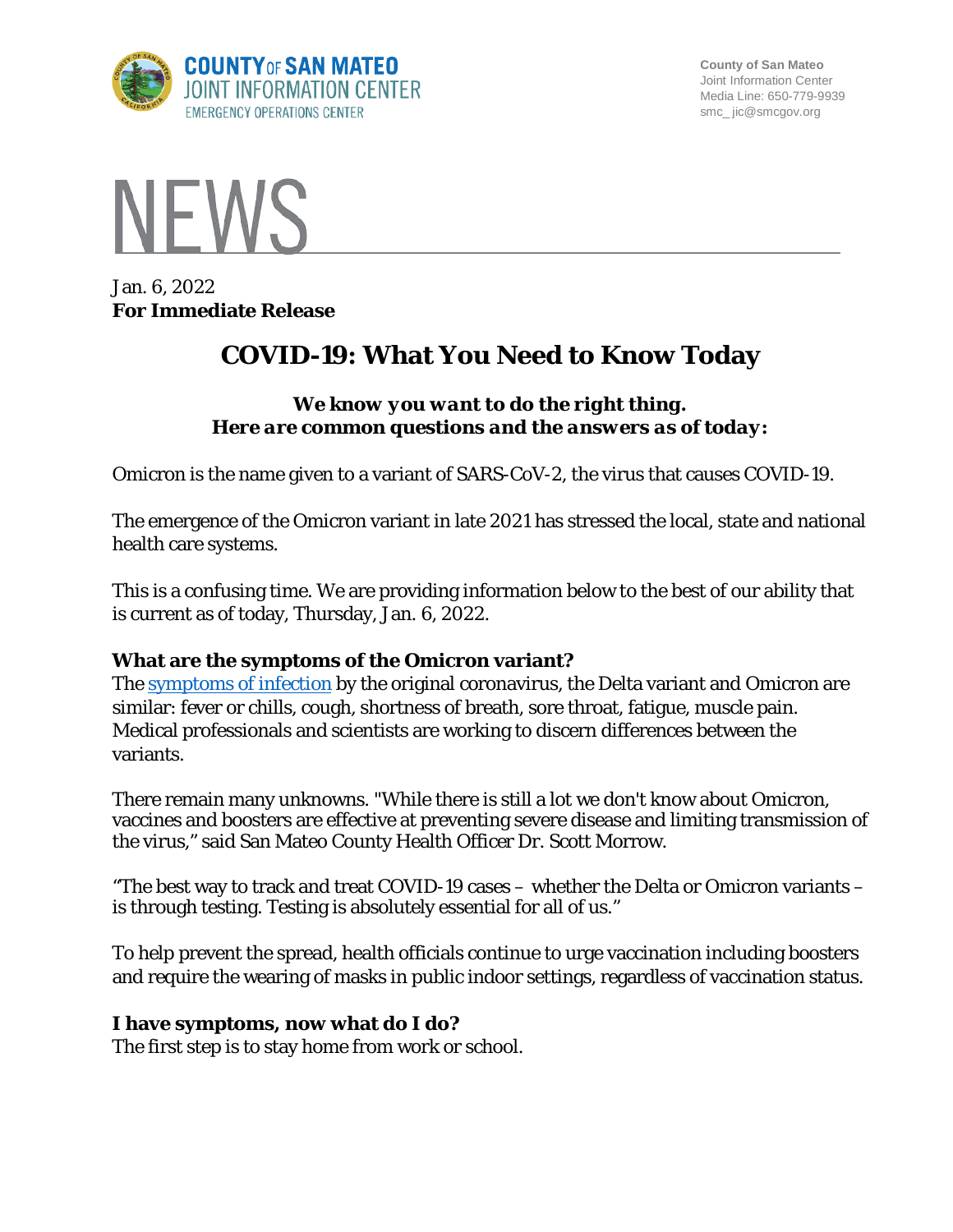County of San Mateo
Joint Information Center
Media Line: 650-779-9939
smc_ jic@smcgov.org

# NEWS

Jan. 6, 2022
**For Immediate Release**

# COVID-19: What You Need to Know Today

***We know you want to do the right thing.***
***Here are common questions and the answers as of today:***

Omicron is the name given to a variant of SARS-CoV-2, the virus that causes COVID-19.

The emergence of the Omicron variant in late 2021 has stressed the local, state and national health care systems.

This is a confusing time. We are providing information below to the best of our ability that is current as of today, Thursday, Jan. 6, 2022.

**What are the symptoms of the Omicron variant?**
The symptoms of infection by the original coronavirus, the Delta variant and Omicron are similar: fever or chills, cough, shortness of breath, sore throat, fatigue, muscle pain. Medical professionals and scientists are working to discern differences between the variants.

There remain many unknowns. "While there is still a lot we don't know about Omicron, vaccines and boosters are effective at preventing severe disease and limiting transmission of the virus," said San Mateo County Health Officer Dr. Scott Morrow.

"The best way to track and treat COVID-19 cases – whether the Delta or Omicron variants – is through testing. Testing is absolutely essential for all of us."

To help prevent the spread, health officials continue to urge vaccination including boosters and require the wearing of masks in public indoor settings, regardless of vaccination status.

**I have symptoms, now what do I do?**
The first step is to stay home from work or school.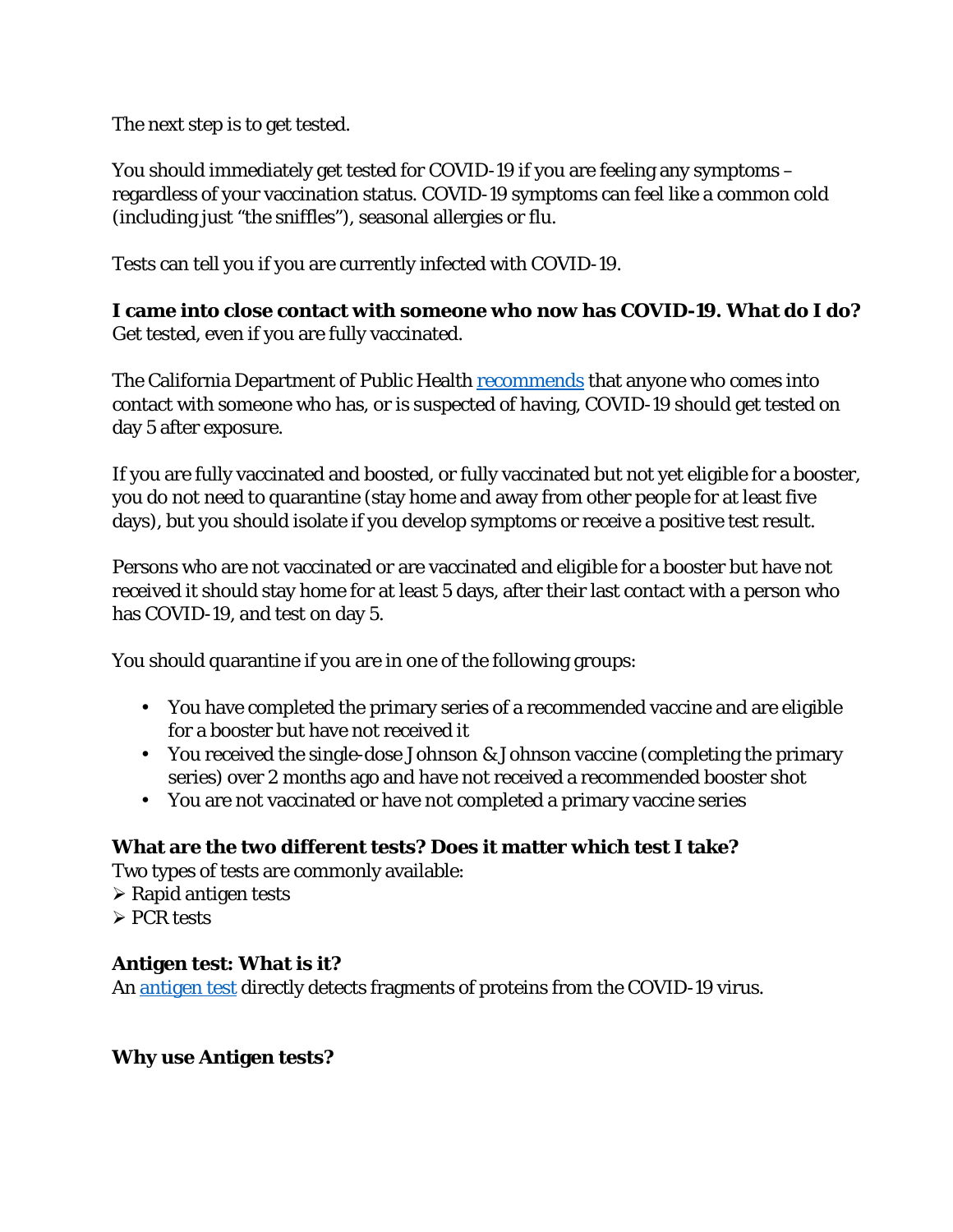The next step is to get tested.

You should immediately get tested for COVID-19 if you are feeling any symptoms – regardless of your vaccination status. COVID-19 symptoms can feel like a common cold (including just "the sniffles"), seasonal allergies or flu.

Tests can tell you if you are currently infected with COVID-19.

**I came into close contact with someone who now has COVID-19. What do I do?**
Get tested, even if you are fully vaccinated.

The California Department of Public Health [recommends](recommends) that anyone who comes into contact with someone who has, or is suspected of having, COVID-19 should get tested on day 5 after exposure.

If you are fully vaccinated and boosted, or fully vaccinated but not yet eligible for a booster, you do not need to quarantine (stay home and away from other people for at least five days), but you should isolate if you develop symptoms or receive a positive test result.

Persons who are not vaccinated or are vaccinated and eligible for a booster but have not received it should stay home for at least 5 days, after their last contact with a person who has COVID-19, and test on day 5.

You should quarantine if you are in one of the following groups:

- You have completed the primary series of a recommended vaccine and are eligible for a booster but have not received it
- You received the single-dose Johnson & Johnson vaccine (completing the primary series) over 2 months ago and have not received a recommended booster shot
- You are not vaccinated or have not completed a primary vaccine series

**What are the two different tests? Does it matter which test I take?**
Two types of tests are commonly available:
- Rapid antigen tests
- PCR tests

**Antigen test: What is it?**
An [antigen test](antigen test) directly detects fragments of proteins from the COVID-19 virus.

**Why use Antigen tests?**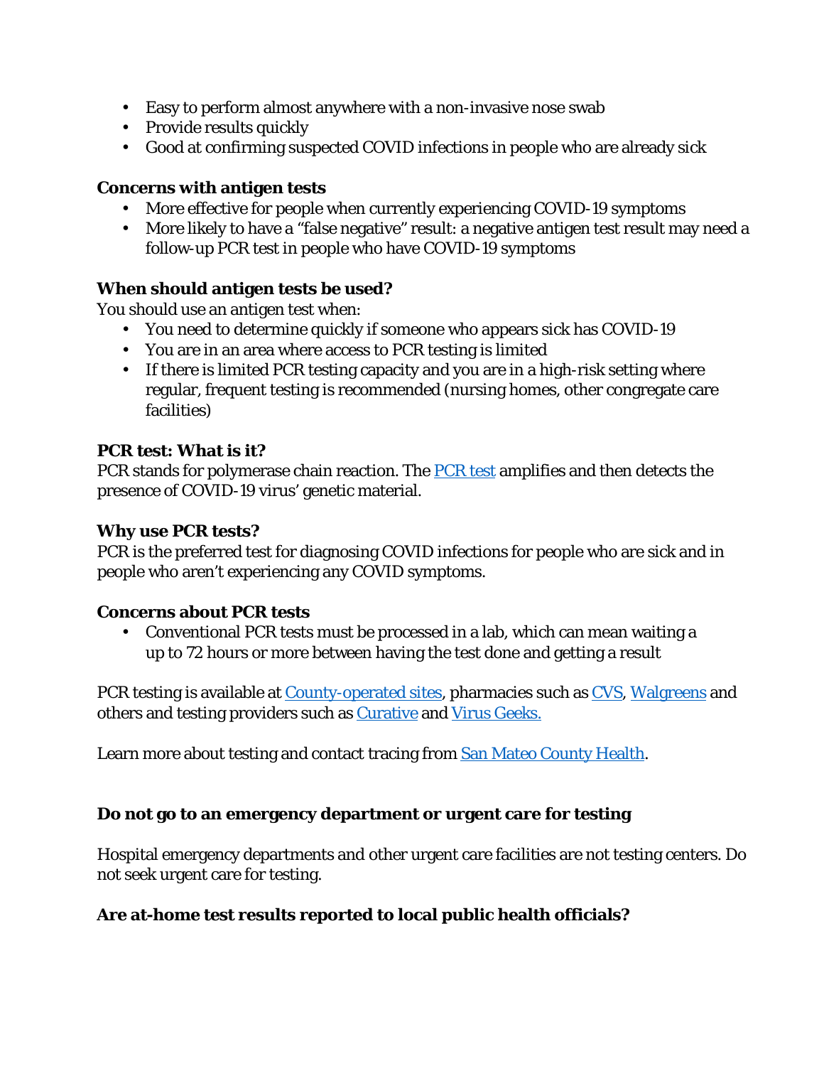- Easy to perform almost anywhere with a non-invasive nose swab
- Provide results quickly
- Good at confirming suspected COVID infections in people who are already sick

**Concerns with antigen tests**

- More effective for people when currently experiencing COVID-19 symptoms
- More likely to have a “false negative” result: a negative antigen test result may need a follow-up PCR test in people who have COVID-19 symptoms

**When should antigen tests be used?**

You should use an antigen test when:

- You need to determine quickly if someone who appears sick has COVID-19
- You are in an area where access to PCR testing is limited
- If there is limited PCR testing capacity and you are in a high-risk setting where regular, frequent testing is recommended (nursing homes, other congregate care facilities)

**PCR test: What is it?**

PCR stands for polymerase chain reaction. The PCR test amplifies and then detects the presence of COVID-19 virus’ genetic material.

**Why use PCR tests?**

PCR is the preferred test for diagnosing COVID infections for people who are sick and in people who aren’t experiencing any COVID symptoms.

**Concerns about PCR tests**

- Conventional PCR tests must be processed in a lab, which can mean waiting a up to 72 hours or more between having the test done and getting a result

PCR testing is available at County-operated sites, pharmacies such as CVS, Walgreens and others and testing providers such as Curative and Virus Geeks.

Learn more about testing and contact tracing from San Mateo County Health.

**Do not go to an emergency department or urgent care for testing**

Hospital emergency departments and other urgent care facilities are not testing centers. Do not seek urgent care for testing.

**Are at-home test results reported to local public health officials?**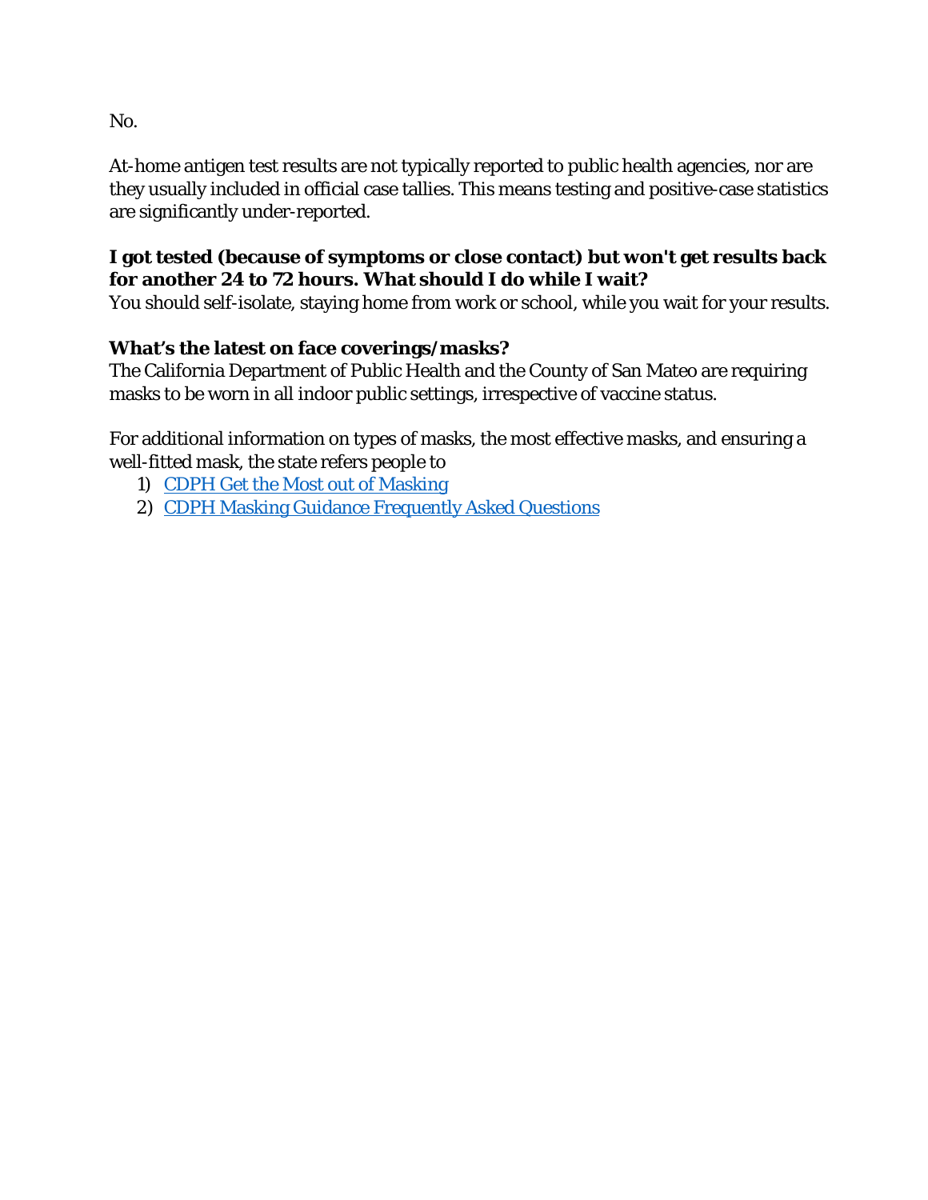No.

At-home antigen test results are not typically reported to public health agencies, nor are they usually included in official case tallies. This means testing and positive-case statistics are significantly under-reported.

**I got tested (because of symptoms or close contact) but won't get results back for another 24 to 72 hours. What should I do while I wait?**

You should self-isolate, staying home from work or school, while you wait for your results.

**What's the latest on face coverings/masks?**

The California Department of Public Health and the County of San Mateo are requiring masks to be worn in all indoor public settings, irrespective of vaccine status.

For additional information on types of masks, the most effective masks, and ensuring a well-fitted mask, the state refers people to

1) CDPH Get the Most out of Masking
2) CDPH Masking Guidance Frequently Asked Questions